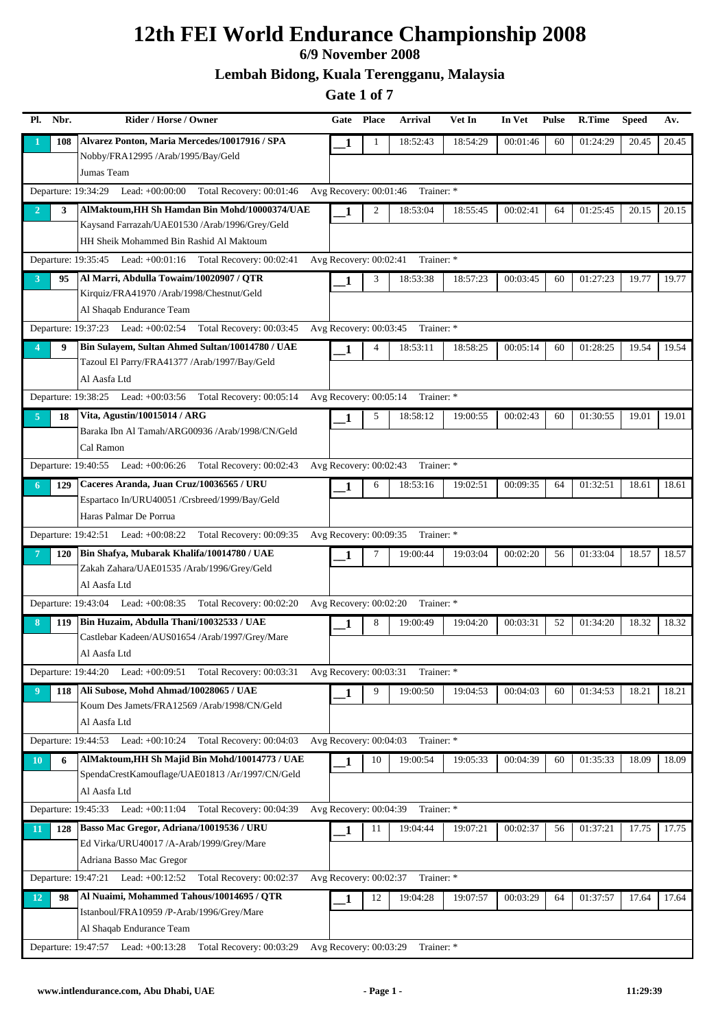# 12th FEI World Endurance Championship 2008

## 6/9 November 2008

## Lembah Bidong, Kuala Terengganu, Malaysia

## Gate 1 of 7

| Pl. | Nbr. | Rider / Horse / Owner | Gate | Place | Arrival | Vet In | In Vet | Pulse | R.Time | Speed | Av. |
|---|---|---|---|---|---|---|---|---|---|---|---|
| 1 | 108 | **Alvarez Ponton, Maria Mercedes/10017916 / SPA**<br>Nobby/FRA12995 /Arab/1995/Bay/Geld<br>Jumas Team | 1 | 1 | 18:52:43 | 18:54:29 | 00:01:46 | 60 | 01:24:29 | 20.45 | 20.45 |
| | | Departure: 19:34:29 Lead: +00:00:00 Total Recovery: 00:01:46 | Avg Recovery: 00:01:46 | | Trainer: * | | | | | | |
| 2 | 3 | **AlMaktoum,HH Sh Hamdan Bin Mohd/10000374/UAE**<br>Kaysand Farrazah/UAE01530 /Arab/1996/Grey/Geld<br>HH Sheik Mohammed Bin Rashid Al Maktoum | 1 | 2 | 18:53:04 | 18:55:45 | 00:02:41 | 64 | 01:25:45 | 20.15 | 20.15 |
| | | Departure: 19:35:45 Lead: +00:01:16 Total Recovery: 00:02:41 | Avg Recovery: 00:02:41 | | Trainer: * | | | | | | |
| 3 | 95 | **Al Marri, Abdulla Towaim/10020907 / QTR**<br>Kirquiz/FRA41970 /Arab/1998/Chestnut/Geld<br>Al Shaqab Endurance Team | 1 | 3 | 18:53:38 | 18:57:23 | 00:03:45 | 60 | 01:27:23 | 19.77 | 19.77 |
| | | Departure: 19:37:23 Lead: +00:02:54 Total Recovery: 00:03:45 | Avg Recovery: 00:03:45 | | Trainer: * | | | | | | |
| 4 | 9 | **Bin Sulayem, Sultan Ahmed Sultan/10014780 / UAE**<br>Tazoul El Parry/FRA41377 /Arab/1997/Bay/Geld<br>Al Aasfa Ltd | 1 | 4 | 18:53:11 | 18:58:25 | 00:05:14 | 60 | 01:28:25 | 19.54 | 19.54 |
| | | Departure: 19:38:25 Lead: +00:03:56 Total Recovery: 00:05:14 | Avg Recovery: 00:05:14 | | Trainer: * | | | | | | |
| 5 | 18 | **Vita, Agustin/10015014 / ARG**<br>Baraka Ibn Al Tamah/ARG00936 /Arab/1998/CN/Geld<br>Cal Ramon | 1 | 5 | 18:58:12 | 19:00:55 | 00:02:43 | 60 | 01:30:55 | 19.01 | 19.01 |
| | | Departure: 19:40:55 Lead: +00:06:26 Total Recovery: 00:02:43 | Avg Recovery: 00:02:43 | | Trainer: * | | | | | | |
| 6 | 129 | **Caceres Aranda, Juan Cruz/10036565 / URU**<br>Espartaco In/URU40051 /Crsbreed/1999/Bay/Geld<br>Haras Palmar De Porrua | 1 | 6 | 18:53:16 | 19:02:51 | 00:09:35 | 64 | 01:32:51 | 18.61 | 18.61 |
| | | Departure: 19:42:51 Lead: +00:08:22 Total Recovery: 00:09:35 | Avg Recovery: 00:09:35 | | Trainer: * | | | | | | |
| 7 | 120 | **Bin Shafya, Mubarak Khalifa/10014780 / UAE**<br>Zakah Zahara/UAE01535 /Arab/1996/Grey/Geld<br>Al Aasfa Ltd | 1 | 7 | 19:00:44 | 19:03:04 | 00:02:20 | 56 | 01:33:04 | 18.57 | 18.57 |
| | | Departure: 19:43:04 Lead: +00:08:35 Total Recovery: 00:02:20 | Avg Recovery: 00:02:20 | | Trainer: * | | | | | | |
| 8 | 119 | **Bin Huzaim, Abdulla Thani/10032533 / UAE**<br>Castlebar Kadeen/AUS01654 /Arab/1997/Grey/Mare<br>Al Aasfa Ltd | 1 | 8 | 19:00:49 | 19:04:20 | 00:03:31 | 52 | 01:34:20 | 18.32 | 18.32 |
| | | Departure: 19:44:20 Lead: +00:09:51 Total Recovery: 00:03:31 | Avg Recovery: 00:03:31 | | Trainer: * | | | | | | |
| 9 | 118 | **Ali Subose, Mohd Ahmad/10028065 / UAE**<br>Koum Des Jamets/FRA12569 /Arab/1998/CN/Geld<br>Al Aasfa Ltd | 1 | 9 | 19:00:50 | 19:04:53 | 00:04:03 | 60 | 01:34:53 | 18.21 | 18.21 |
| | | Departure: 19:44:53 Lead: +00:10:24 Total Recovery: 00:04:03 | Avg Recovery: 00:04:03 | | Trainer: * | | | | | | |
| 10 | 6 | **AlMaktoum,HH Sh Majid Bin Mohd/10014773 / UAE**<br>SpendaCrestKamouflage/UAE01813 /Ar/1997/CN/Geld<br>Al Aasfa Ltd | 1 | 10 | 19:00:54 | 19:05:33 | 00:04:39 | 60 | 01:35:33 | 18.09 | 18.09 |
| | | Departure: 19:45:33 Lead: +00:11:04 Total Recovery: 00:04:39 | Avg Recovery: 00:04:39 | | Trainer: * | | | | | | |
| 11 | 128 | **Basso Mac Gregor, Adriana/10019536 / URU**<br>Ed Virka/URU40017 /A-Arab/1999/Grey/Mare<br>Adriana Basso Mac Gregor | 1 | 11 | 19:04:44 | 19:07:21 | 00:02:37 | 56 | 01:37:21 | 17.75 | 17.75 |
| | | Departure: 19:47:21 Lead: +00:12:52 Total Recovery: 00:02:37 | Avg Recovery: 00:02:37 | | Trainer: * | | | | | | |
| 12 | 98 | **Al Nuaimi, Mohammed Tahous/10014695 / QTR**<br>Istanboul/FRA10959 /P-Arab/1996/Grey/Mare<br>Al Shaqab Endurance Team | 1 | 12 | 19:04:28 | 19:07:57 | 00:03:29 | 64 | 01:37:57 | 17.64 | 17.64 |
| | | Departure: 19:47:57 Lead: +00:13:28 Total Recovery: 00:03:29 | Avg Recovery: 00:03:29 | | Trainer: * | | | | | | |

www.intlendurance.com, Abu Dhabi, UAE — 11:29:39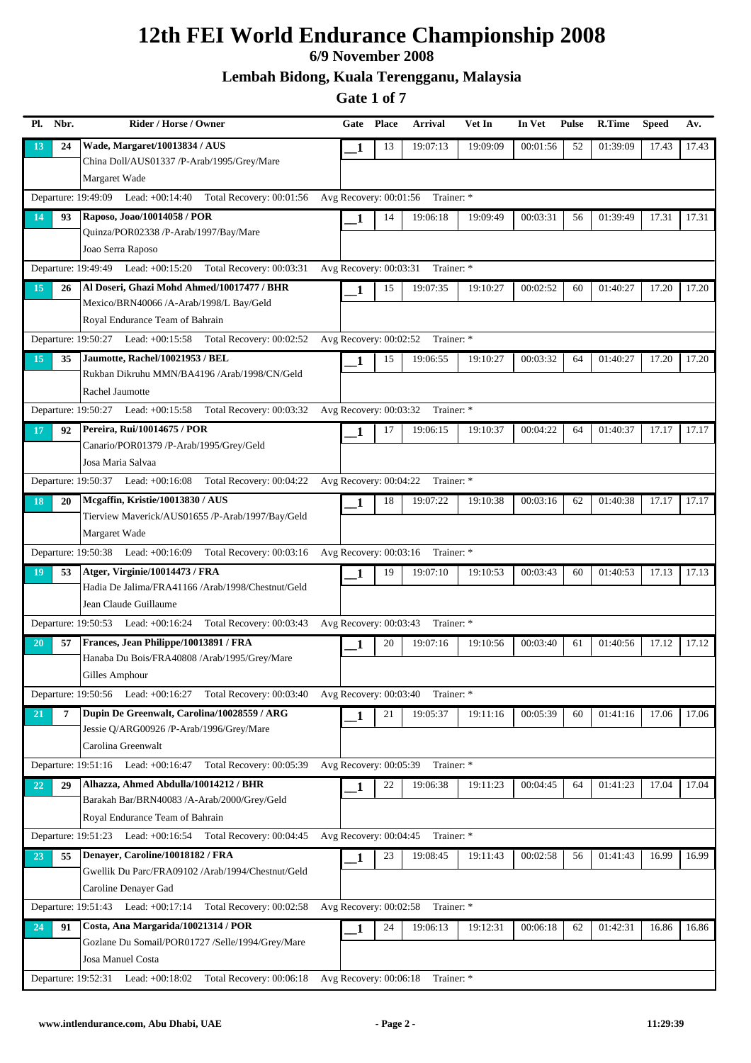# 12th FEI World Endurance Championship 2008

**6/9 November 2008**

**Lembah Bidong, Kuala Terengganu, Malaysia**

**Gate 1 of 7**

| Pl. | Nbr. | Rider / Horse / Owner | Gate | Place | Arrival | Vet In | In Vet | Pulse | R.Time | Speed | Av. |
|---|---|---|---|---|---|---|---|---|---|---|---|
| 13 | 24 | **Wade, Margaret/10013834 / AUS**<br>China Doll/AUS01337 /P-Arab/1995/Grey/Mare<br>Margaret Wade | 1 | 13 | 19:07:13 | 19:09:09 | 00:01:56 | 52 | 01:39:09 | 17.43 | 17.43 |
| | | Departure: 19:49:09 Lead: +00:14:40 Total Recovery: 00:01:56 | Avg Recovery: 00:01:56 Trainer: * | | | | | | | | |
| 14 | 93 | **Raposo, Joao/10014058 / POR**<br>Quinza/POR02338 /P-Arab/1997/Bay/Mare<br>Joao Serra Raposo | 1 | 14 | 19:06:18 | 19:09:49 | 00:03:31 | 56 | 01:39:49 | 17.31 | 17.31 |
| | | Departure: 19:49:49 Lead: +00:15:20 Total Recovery: 00:03:31 | Avg Recovery: 00:03:31 Trainer: * | | | | | | | | |
| 15 | 26 | **Al Doseri, Ghazi Mohd Ahmed/10017477 / BHR**<br>Mexico/BRN40066 /A-Arab/1998/L Bay/Geld<br>Royal Endurance Team of Bahrain | 1 | 15 | 19:07:35 | 19:10:27 | 00:02:52 | 60 | 01:40:27 | 17.20 | 17.20 |
| | | Departure: 19:50:27 Lead: +00:15:58 Total Recovery: 00:02:52 | Avg Recovery: 00:02:52 Trainer: * | | | | | | | | |
| 15 | 35 | **Jaumotte, Rachel/10021953 / BEL**<br>Rukban Dikruhu MMN/BA4196 /Arab/1998/CN/Geld<br>Rachel Jaumotte | 1 | 15 | 19:06:55 | 19:10:27 | 00:03:32 | 64 | 01:40:27 | 17.20 | 17.20 |
| | | Departure: 19:50:27 Lead: +00:15:58 Total Recovery: 00:03:32 | Avg Recovery: 00:03:32 Trainer: * | | | | | | | | |
| 17 | 92 | **Pereira, Rui/10014675 / POR**<br>Canario/POR01379 /P-Arab/1995/Grey/Geld<br>Josa Maria Salvaa | 1 | 17 | 19:06:15 | 19:10:37 | 00:04:22 | 64 | 01:40:37 | 17.17 | 17.17 |
| | | Departure: 19:50:37 Lead: +00:16:08 Total Recovery: 00:04:22 | Avg Recovery: 00:04:22 Trainer: * | | | | | | | | |
| 18 | 20 | **Mcgaffin, Kristie/10013830 / AUS**<br>Tierview Maverick/AUS01655 /P-Arab/1997/Bay/Geld<br>Margaret Wade | 1 | 18 | 19:07:22 | 19:10:38 | 00:03:16 | 62 | 01:40:38 | 17.17 | 17.17 |
| | | Departure: 19:50:38 Lead: +00:16:09 Total Recovery: 00:03:16 | Avg Recovery: 00:03:16 Trainer: * | | | | | | | | |
| 19 | 53 | **Atger, Virginie/10014473 / FRA**<br>Hadia De Jalima/FRA41166 /Arab/1998/Chestnut/Geld<br>Jean Claude Guillaume | 1 | 19 | 19:07:10 | 19:10:53 | 00:03:43 | 60 | 01:40:53 | 17.13 | 17.13 |
| | | Departure: 19:50:53 Lead: +00:16:24 Total Recovery: 00:03:43 | Avg Recovery: 00:03:43 Trainer: * | | | | | | | | |
| 20 | 57 | **Frances, Jean Philippe/10013891 / FRA**<br>Hanaba Du Bois/FRA40808 /Arab/1995/Grey/Mare<br>Gilles Amphour | 1 | 20 | 19:07:16 | 19:10:56 | 00:03:40 | 61 | 01:40:56 | 17.12 | 17.12 |
| | | Departure: 19:50:56 Lead: +00:16:27 Total Recovery: 00:03:40 | Avg Recovery: 00:03:40 Trainer: * | | | | | | | | |
| 21 | 7 | **Dupin De Greenwalt, Carolina/10028559 / ARG**<br>Jessie Q/ARG00926 /P-Arab/1996/Grey/Mare<br>Carolina Greenwalt | 1 | 21 | 19:05:37 | 19:11:16 | 00:05:39 | 60 | 01:41:16 | 17.06 | 17.06 |
| | | Departure: 19:51:16 Lead: +00:16:47 Total Recovery: 00:05:39 | Avg Recovery: 00:05:39 Trainer: * | | | | | | | | |
| 22 | 29 | **Alhazza, Ahmed Abdulla/10014212 / BHR**<br>Barakah Bar/BRN40083 /A-Arab/2000/Grey/Geld<br>Royal Endurance Team of Bahrain | 1 | 22 | 19:06:38 | 19:11:23 | 00:04:45 | 64 | 01:41:23 | 17.04 | 17.04 |
| | | Departure: 19:51:23 Lead: +00:16:54 Total Recovery: 00:04:45 | Avg Recovery: 00:04:45 Trainer: * | | | | | | | | |
| 23 | 55 | **Denayer, Caroline/10018182 / FRA**<br>Gwellik Du Parc/FRA09102 /Arab/1994/Chestnut/Geld<br>Caroline Denayer Gad | 1 | 23 | 19:08:45 | 19:11:43 | 00:02:58 | 56 | 01:41:43 | 16.99 | 16.99 |
| | | Departure: 19:51:43 Lead: +00:17:14 Total Recovery: 00:02:58 | Avg Recovery: 00:02:58 Trainer: * | | | | | | | | |
| 24 | 91 | **Costa, Ana Margarida/10021314 / POR**<br>Gozlane Du Somail/POR01727 /Selle/1994/Grey/Mare<br>Josa Manuel Costa | 1 | 24 | 19:06:13 | 19:12:31 | 00:06:18 | 62 | 01:42:31 | 16.86 | 16.86 |
| | | Departure: 19:52:31 Lead: +00:18:02 Total Recovery: 00:06:18 | Avg Recovery: 00:06:18 Trainer: * | | | | | | | | |

www.intlendurance.com, Abu Dhabi, UAE — 11:29:39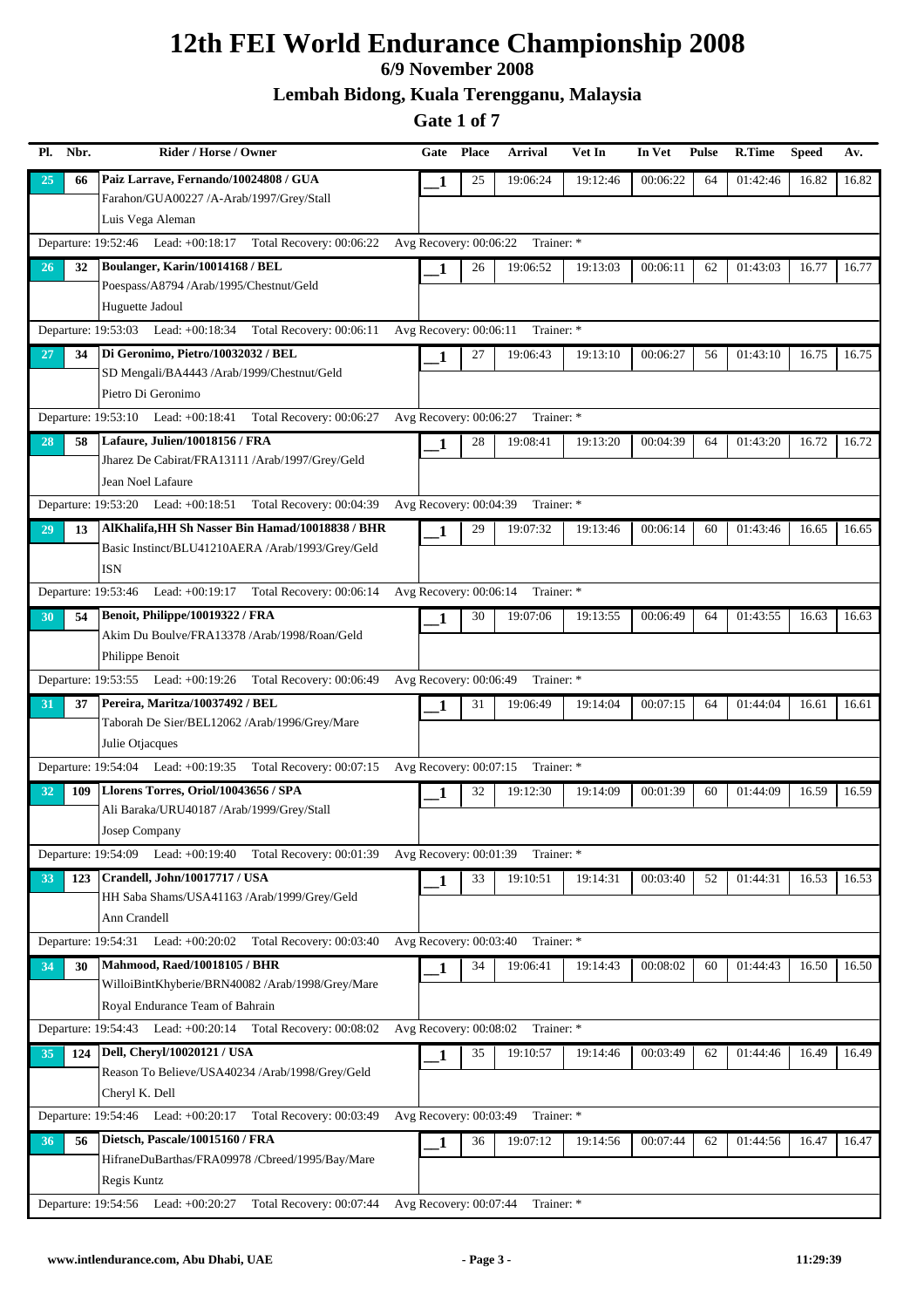# 12th FEI World Endurance Championship 2008

**6/9 November 2008**

**Lembah Bidong, Kuala Terengganu, Malaysia**

**Gate 1 of 7**

| Pl. | Nbr. | Rider / Horse / Owner | Gate | Place | Arrival | Vet In | In Vet | Pulse | R.Time | Speed | Av. |
|---|---|---|---|---|---|---|---|---|---|---|---|
| 25 | 66 | **Paiz Larrave, Fernando/10024808 / GUA**<br>Farahon/GUA00227 /A-Arab/1997/Grey/Stall<br>Luis Vega Aleman | 1 | 25 | 19:06:24 | 19:12:46 | 00:06:22 | 64 | 01:42:46 | 16.82 | 16.82 |
| | | Departure: 19:52:46 Lead: +00:18:17 Total Recovery: 00:06:22 | Avg Recovery: 00:06:22 Trainer: * | | | | | | | | |
| 26 | 32 | **Boulanger, Karin/10014168 / BEL**<br>Poespass/A8794 /Arab/1995/Chestnut/Geld<br>Huguette Jadoul | 1 | 26 | 19:06:52 | 19:13:03 | 00:06:11 | 62 | 01:43:03 | 16.77 | 16.77 |
| | | Departure: 19:53:03 Lead: +00:18:34 Total Recovery: 00:06:11 | Avg Recovery: 00:06:11 Trainer: * | | | | | | | | |
| 27 | 34 | **Di Geronimo, Pietro/10032032 / BEL**<br>SD Mengali/BA4443 /Arab/1999/Chestnut/Geld<br>Pietro Di Geronimo | 1 | 27 | 19:06:43 | 19:13:10 | 00:06:27 | 56 | 01:43:10 | 16.75 | 16.75 |
| | | Departure: 19:53:10 Lead: +00:18:41 Total Recovery: 00:06:27 | Avg Recovery: 00:06:27 Trainer: * | | | | | | | | |
| 28 | 58 | **Lafaure, Julien/10018156 / FRA**<br>Jharez De Cabirat/FRA13111 /Arab/1997/Grey/Geld<br>Jean Noel Lafaure | 1 | 28 | 19:08:41 | 19:13:20 | 00:04:39 | 64 | 01:43:20 | 16.72 | 16.72 |
| | | Departure: 19:53:20 Lead: +00:18:51 Total Recovery: 00:04:39 | Avg Recovery: 00:04:39 Trainer: * | | | | | | | | |
| 29 | 13 | **AlKhalifa,HH Sh Nasser Bin Hamad/10018838 / BHR**<br>Basic Instinct/BLU41210AERA /Arab/1993/Grey/Geld<br>ISN | 1 | 29 | 19:07:32 | 19:13:46 | 00:06:14 | 60 | 01:43:46 | 16.65 | 16.65 |
| | | Departure: 19:53:46 Lead: +00:19:17 Total Recovery: 00:06:14 | Avg Recovery: 00:06:14 Trainer: * | | | | | | | | |
| 30 | 54 | **Benoit, Philippe/10019322 / FRA**<br>Akim Du Boulve/FRA13378 /Arab/1998/Roan/Geld<br>Philippe Benoit | 1 | 30 | 19:07:06 | 19:13:55 | 00:06:49 | 64 | 01:43:55 | 16.63 | 16.63 |
| | | Departure: 19:53:55 Lead: +00:19:26 Total Recovery: 00:06:49 | Avg Recovery: 00:06:49 Trainer: * | | | | | | | | |
| 31 | 37 | **Pereira, Maritza/10037492 / BEL**<br>Taborah De Sier/BEL12062 /Arab/1996/Grey/Mare<br>Julie Otjacques | 1 | 31 | 19:06:49 | 19:14:04 | 00:07:15 | 64 | 01:44:04 | 16.61 | 16.61 |
| | | Departure: 19:54:04 Lead: +00:19:35 Total Recovery: 00:07:15 | Avg Recovery: 00:07:15 Trainer: * | | | | | | | | |
| 32 | 109 | **Llorens Torres, Oriol/10043656 / SPA**<br>Ali Baraka/URU40187 /Arab/1999/Grey/Stall<br>Josep Company | 1 | 32 | 19:12:30 | 19:14:09 | 00:01:39 | 60 | 01:44:09 | 16.59 | 16.59 |
| | | Departure: 19:54:09 Lead: +00:19:40 Total Recovery: 00:01:39 | Avg Recovery: 00:01:39 Trainer: * | | | | | | | | |
| 33 | 123 | **Crandell, John/10017717 / USA**<br>HH Saba Shams/USA41163 /Arab/1999/Grey/Geld<br>Ann Crandell | 1 | 33 | 19:10:51 | 19:14:31 | 00:03:40 | 52 | 01:44:31 | 16.53 | 16.53 |
| | | Departure: 19:54:31 Lead: +00:20:02 Total Recovery: 00:03:40 | Avg Recovery: 00:03:40 Trainer: * | | | | | | | | |
| 34 | 30 | **Mahmood, Raed/10018105 / BHR**<br>WilloiBintKhyberie/BRN40082 /Arab/1998/Grey/Mare<br>Royal Endurance Team of Bahrain | 1 | 34 | 19:06:41 | 19:14:43 | 00:08:02 | 60 | 01:44:43 | 16.50 | 16.50 |
| | | Departure: 19:54:43 Lead: +00:20:14 Total Recovery: 00:08:02 | Avg Recovery: 00:08:02 Trainer: * | | | | | | | | |
| 35 | 124 | **Dell, Cheryl/10020121 / USA**<br>Reason To Believe/USA40234 /Arab/1998/Grey/Geld<br>Cheryl K. Dell | 1 | 35 | 19:10:57 | 19:14:46 | 00:03:49 | 62 | 01:44:46 | 16.49 | 16.49 |
| | | Departure: 19:54:46 Lead: +00:20:17 Total Recovery: 00:03:49 | Avg Recovery: 00:03:49 Trainer: * | | | | | | | | |
| 36 | 56 | **Dietsch, Pascale/10015160 / FRA**<br>HifraneDuBarthas/FRA09978 /Cbreed/1995/Bay/Mare<br>Regis Kuntz | 1 | 36 | 19:07:12 | 19:14:56 | 00:07:44 | 62 | 01:44:56 | 16.47 | 16.47 |
| | | Departure: 19:54:56 Lead: +00:20:27 Total Recovery: 00:07:44 | Avg Recovery: 00:07:44 Trainer: * | | | | | | | | |

www.intlendurance.com, Abu Dhabi, UAE 11:29:39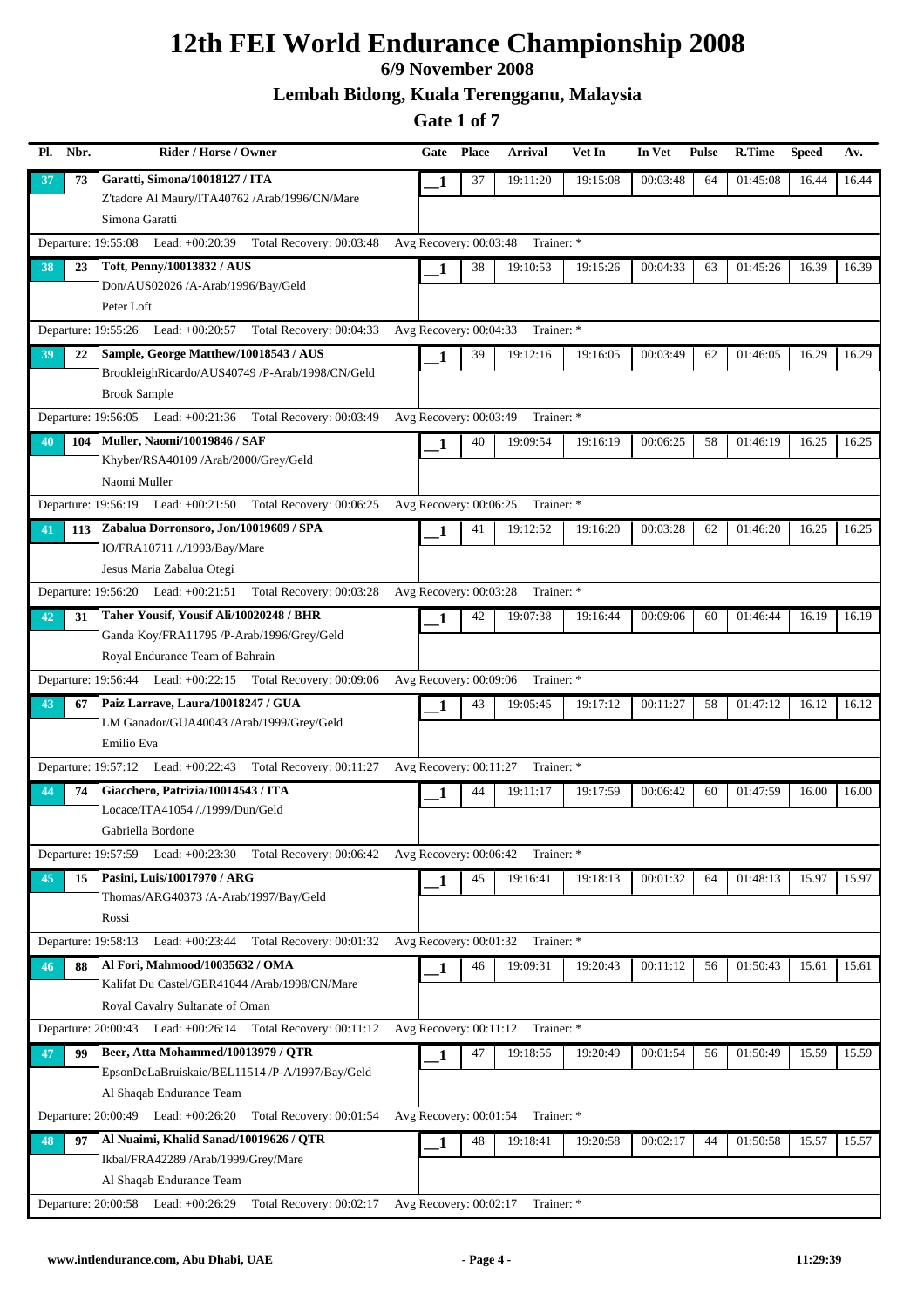# 12th FEI World Endurance Championship 2008

**6/9 November 2008**

**Lembah Bidong, Kuala Terengganu, Malaysia**

**Gate 1 of 7**

| Pl. | Nbr. | Rider / Horse / Owner | Gate | Place | Arrival | Vet In | In Vet | Pulse | R.Time | Speed | Av. |
|---|---|---|---|---|---|---|---|---|---|---|---|
| 37 | 73 | **Garatti, Simona/10018127 / ITA**<br>Z'tadore Al Maury/ITA40762 /Arab/1996/CN/Mare<br>Simona Garatti | 1 | 37 | 19:11:20 | 19:15:08 | 00:03:48 | 64 | 01:45:08 | 16.44 | 16.44 |
| | | Departure: 19:55:08 Lead: +00:20:39 Total Recovery: 00:03:48 | Avg Recovery: 00:03:48 Trainer: * | | | | | | | | |
| 38 | 23 | **Toft, Penny/10013832 / AUS**<br>Don/AUS02026 /A-Arab/1996/Bay/Geld<br>Peter Loft | 1 | 38 | 19:10:53 | 19:15:26 | 00:04:33 | 63 | 01:45:26 | 16.39 | 16.39 |
| | | Departure: 19:55:26 Lead: +00:20:57 Total Recovery: 00:04:33 | Avg Recovery: 00:04:33 Trainer: * | | | | | | | | |
| 39 | 22 | **Sample, George Matthew/10018543 / AUS**<br>BrookleighRicardo/AUS40749 /P-Arab/1998/CN/Geld<br>Brook Sample | 1 | 39 | 19:12:16 | 19:16:05 | 00:03:49 | 62 | 01:46:05 | 16.29 | 16.29 |
| | | Departure: 19:56:05 Lead: +00:21:36 Total Recovery: 00:03:49 | Avg Recovery: 00:03:49 Trainer: * | | | | | | | | |
| 40 | 104 | **Muller, Naomi/10019846 / SAF**<br>Khyber/RSA40109 /Arab/2000/Grey/Geld<br>Naomi Muller | 1 | 40 | 19:09:54 | 19:16:19 | 00:06:25 | 58 | 01:46:19 | 16.25 | 16.25 |
| | | Departure: 19:56:19 Lead: +00:21:50 Total Recovery: 00:06:25 | Avg Recovery: 00:06:25 Trainer: * | | | | | | | | |
| 41 | 113 | **Zabalua Dorronsoro, Jon/10019609 / SPA**<br>IO/FRA10711 /./1993/Bay/Mare<br>Jesus Maria Zabalua Otegi | 1 | 41 | 19:12:52 | 19:16:20 | 00:03:28 | 62 | 01:46:20 | 16.25 | 16.25 |
| | | Departure: 19:56:20 Lead: +00:21:51 Total Recovery: 00:03:28 | Avg Recovery: 00:03:28 Trainer: * | | | | | | | | |
| 42 | 31 | **Taher Yousif, Yousif Ali/10020248 / BHR**<br>Ganda Koy/FRA11795 /P-Arab/1996/Grey/Geld<br>Royal Endurance Team of Bahrain | 1 | 42 | 19:07:38 | 19:16:44 | 00:09:06 | 60 | 01:46:44 | 16.19 | 16.19 |
| | | Departure: 19:56:44 Lead: +00:22:15 Total Recovery: 00:09:06 | Avg Recovery: 00:09:06 Trainer: * | | | | | | | | |
| 43 | 67 | **Paiz Larrave, Laura/10018247 / GUA**<br>LM Ganador/GUA40043 /Arab/1999/Grey/Geld<br>Emilio Eva | 1 | 43 | 19:05:45 | 19:17:12 | 00:11:27 | 58 | 01:47:12 | 16.12 | 16.12 |
| | | Departure: 19:57:12 Lead: +00:22:43 Total Recovery: 00:11:27 | Avg Recovery: 00:11:27 Trainer: * | | | | | | | | |
| 44 | 74 | **Giacchero, Patrizia/10014543 / ITA**<br>Locace/ITA41054 /./1999/Dun/Geld<br>Gabriella Bordone | 1 | 44 | 19:11:17 | 19:17:59 | 00:06:42 | 60 | 01:47:59 | 16.00 | 16.00 |
| | | Departure: 19:57:59 Lead: +00:23:30 Total Recovery: 00:06:42 | Avg Recovery: 00:06:42 Trainer: * | | | | | | | | |
| 45 | 15 | **Pasini, Luis/10017970 / ARG**<br>Thomas/ARG40373 /A-Arab/1997/Bay/Geld<br>Rossi | 1 | 45 | 19:16:41 | 19:18:13 | 00:01:32 | 64 | 01:48:13 | 15.97 | 15.97 |
| | | Departure: 19:58:13 Lead: +00:23:44 Total Recovery: 00:01:32 | Avg Recovery: 00:01:32 Trainer: * | | | | | | | | |
| 46 | 88 | **Al Fori, Mahmood/10035632 / OMA**<br>Kalifat Du Castel/GER41044 /Arab/1998/CN/Mare<br>Royal Cavalry Sultanate of Oman | 1 | 46 | 19:09:31 | 19:20:43 | 00:11:12 | 56 | 01:50:43 | 15.61 | 15.61 |
| | | Departure: 20:00:43 Lead: +00:26:14 Total Recovery: 00:11:12 | Avg Recovery: 00:11:12 Trainer: * | | | | | | | | |
| 47 | 99 | **Beer, Atta Mohammed/10013979 / QTR**<br>EpsonDeLaBruiskaie/BEL11514 /P-A/1997/Bay/Geld<br>Al Shaqab Endurance Team | 1 | 47 | 19:18:55 | 19:20:49 | 00:01:54 | 56 | 01:50:49 | 15.59 | 15.59 |
| | | Departure: 20:00:49 Lead: +00:26:20 Total Recovery: 00:01:54 | Avg Recovery: 00:01:54 Trainer: * | | | | | | | | |
| 48 | 97 | **Al Nuaimi, Khalid Sanad/10019626 / QTR**<br>Ikbal/FRA42289 /Arab/1999/Grey/Mare<br>Al Shaqab Endurance Team | 1 | 48 | 19:18:41 | 19:20:58 | 00:02:17 | 44 | 01:50:58 | 15.57 | 15.57 |
| | | Departure: 20:00:58 Lead: +00:26:29 Total Recovery: 00:02:17 | Avg Recovery: 00:02:17 Trainer: * | | | | | | | | |

www.intlendurance.com, Abu Dhabi, UAE — 11:29:39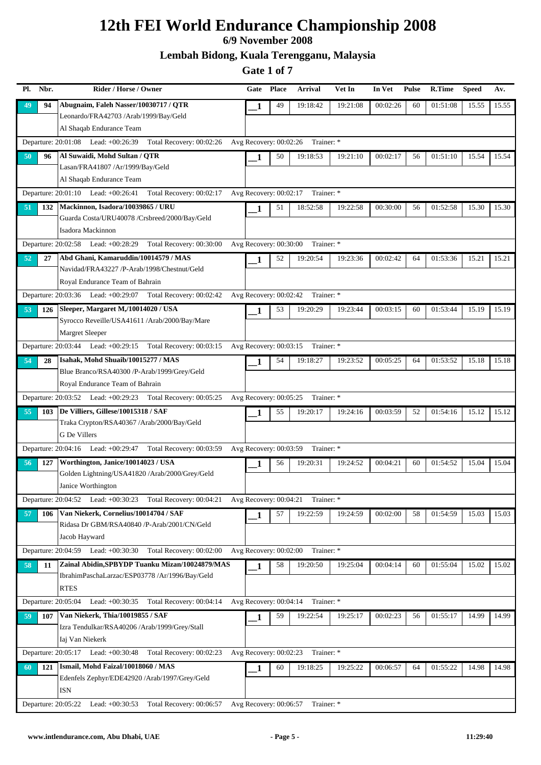# 12th FEI World Endurance Championship 2008

**6/9 November 2008**

**Lembah Bidong, Kuala Terengganu, Malaysia**

**Gate 1 of 7**

| Pl. | Nbr. | Rider / Horse / Owner | Gate | Place | Arrival | Vet In | In Vet | Pulse | R.Time | Speed | Av. |
|---|---|---|---|---|---|---|---|---|---|---|---|
| 49 | 94 | Abugnaim, Faleh Nasser/10030717 / QTR<br>Leonardo/FRA42703 /Arab/1999/Bay/Geld<br>Al Shaqab Endurance Team | 1 | 49 | 19:18:42 | 19:21:08 | 00:02:26 | 60 | 01:51:08 | 15.55 | 15.55 |
| | | Departure: 20:01:08 Lead: +00:26:39 Total Recovery: 00:02:26 | Avg Recovery: 00:02:26 Trainer: * | | | | | | | | |
| 50 | 96 | Al Suwaidi, Mohd Sultan / QTR<br>Lasan/FRA41807 /Ar/1999/Bay/Geld<br>Al Shaqab Endurance Team | 1 | 50 | 19:18:53 | 19:21:10 | 00:02:17 | 56 | 01:51:10 | 15.54 | 15.54 |
| | | Departure: 20:01:10 Lead: +00:26:41 Total Recovery: 00:02:17 | Avg Recovery: 00:02:17 Trainer: * | | | | | | | | |
| 51 | 132 | Mackinnon, Isadora/10039865 / URU<br>Guarda Costa/URU40078 /Crsbreed/2000/Bay/Geld<br>Isadora Mackinnon | 1 | 51 | 18:52:58 | 19:22:58 | 00:30:00 | 56 | 01:52:58 | 15.30 | 15.30 |
| | | Departure: 20:02:58 Lead: +00:28:29 Total Recovery: 00:30:00 | Avg Recovery: 00:30:00 Trainer: * | | | | | | | | |
| 52 | 27 | Abd Ghani, Kamaruddin/10014579 / MAS<br>Navidad/FRA43227 /P-Arab/1998/Chestnut/Geld<br>Royal Endurance Team of Bahrain | 1 | 52 | 19:20:54 | 19:23:36 | 00:02:42 | 64 | 01:53:36 | 15.21 | 15.21 |
| | | Departure: 20:03:36 Lead: +00:29:07 Total Recovery: 00:02:42 | Avg Recovery: 00:02:42 Trainer: * | | | | | | | | |
| 53 | 126 | Sleeper, Margaret M,/10014020 / USA<br>Syrocco Reveille/USA41611 /Arab/2000/Bay/Mare<br>Margret Sleeper | 1 | 53 | 19:20:29 | 19:23:44 | 00:03:15 | 60 | 01:53:44 | 15.19 | 15.19 |
| | | Departure: 20:03:44 Lead: +00:29:15 Total Recovery: 00:03:15 | Avg Recovery: 00:03:15 Trainer: * | | | | | | | | |
| 54 | 28 | Isahak, Mohd Shuaib/10015277 / MAS<br>Blue Branco/RSA40300 /P-Arab/1999/Grey/Geld<br>Royal Endurance Team of Bahrain | 1 | 54 | 19:18:27 | 19:23:52 | 00:05:25 | 64 | 01:53:52 | 15.18 | 15.18 |
| | | Departure: 20:03:52 Lead: +00:29:23 Total Recovery: 00:05:25 | Avg Recovery: 00:05:25 Trainer: * | | | | | | | | |
| 55 | 103 | De Villiers, Gillese/10015318 / SAF<br>Traka Crypton/RSA40367 /Arab/2000/Bay/Geld<br>G De Villers | 1 | 55 | 19:20:17 | 19:24:16 | 00:03:59 | 52 | 01:54:16 | 15.12 | 15.12 |
| | | Departure: 20:04:16 Lead: +00:29:47 Total Recovery: 00:03:59 | Avg Recovery: 00:03:59 Trainer: * | | | | | | | | |
| 56 | 127 | Worthington, Janice/10014023 / USA<br>Golden Lightning/USA41820 /Arab/2000/Grey/Geld<br>Janice Worthington | 1 | 56 | 19:20:31 | 19:24:52 | 00:04:21 | 60 | 01:54:52 | 15.04 | 15.04 |
| | | Departure: 20:04:52 Lead: +00:30:23 Total Recovery: 00:04:21 | Avg Recovery: 00:04:21 Trainer: * | | | | | | | | |
| 57 | 106 | Van Niekerk, Cornelius/10014704 / SAF<br>Ridasa Dr GBM/RSA40840 /P-Arab/2001/CN/Geld<br>Jacob Hayward | 1 | 57 | 19:22:59 | 19:24:59 | 00:02:00 | 58 | 01:54:59 | 15.03 | 15.03 |
| | | Departure: 20:04:59 Lead: +00:30:30 Total Recovery: 00:02:00 | Avg Recovery: 00:02:00 Trainer: * | | | | | | | | |
| 58 | 11 | Zainal Abidin,SPBYDP Tuanku Mizan/10024879/MAS<br>IbrahimPaschaLarzac/ESP03778 /Ar/1996/Bay/Geld<br>RTES | 1 | 58 | 19:20:50 | 19:25:04 | 00:04:14 | 60 | 01:55:04 | 15.02 | 15.02 |
| | | Departure: 20:05:04 Lead: +00:30:35 Total Recovery: 00:04:14 | Avg Recovery: 00:04:14 Trainer: * | | | | | | | | |
| 59 | 107 | Van Niekerk, Thia/10019855 / SAF<br>Izra Tendulkar/RSA40206 /Arab/1999/Grey/Stall<br>Iaj Van Niekerk | 1 | 59 | 19:22:54 | 19:25:17 | 00:02:23 | 56 | 01:55:17 | 14.99 | 14.99 |
| | | Departure: 20:05:17 Lead: +00:30:48 Total Recovery: 00:02:23 | Avg Recovery: 00:02:23 Trainer: * | | | | | | | | |
| 60 | 121 | Ismail, Mohd Faizal/10018060 / MAS<br>Edenfels Zephyr/EDE42920 /Arab/1997/Grey/Geld<br>ISN | 1 | 60 | 19:18:25 | 19:25:22 | 00:06:57 | 64 | 01:55:22 | 14.98 | 14.98 |
| | | Departure: 20:05:22 Lead: +00:30:53 Total Recovery: 00:06:57 | Avg Recovery: 00:06:57 Trainer: * | | | | | | | | |

www.intlendurance.com, Abu Dhabi, UAE | 11:29:40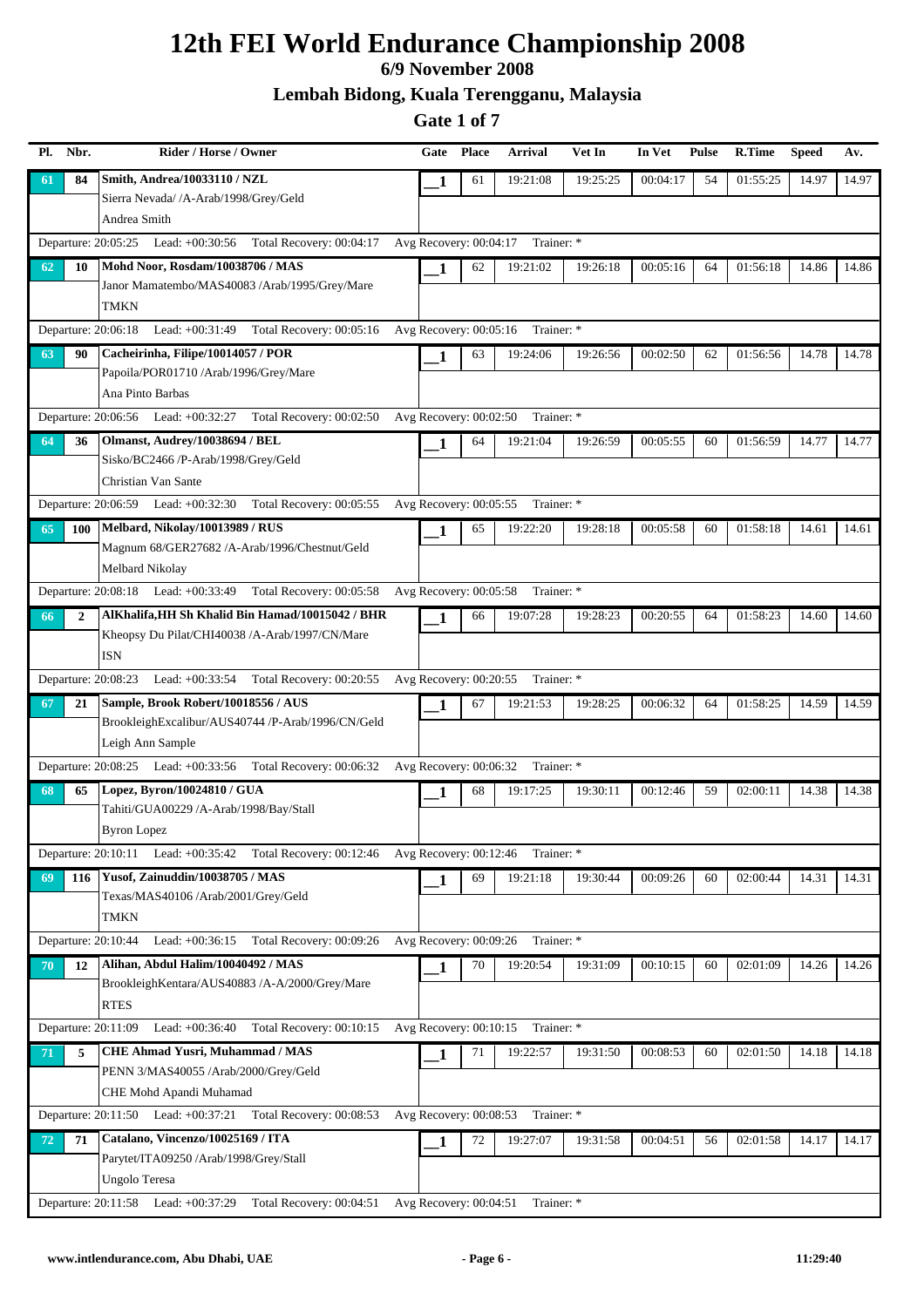# 12th FEI World Endurance Championship 2008

**6/9 November 2008**

**Lembah Bidong, Kuala Terengganu, Malaysia**

**Gate 1 of 7**

| Pl. | Nbr. | Rider / Horse / Owner | Gate | Place | Arrival | Vet In | In Vet | Pulse | R.Time | Speed | Av. |
|---|---|---|---|---|---|---|---|---|---|---|---|
| 61 | 84 | **Smith, Andrea/10033110 / NZL**<br>Sierra Nevada/ /A-Arab/1998/Grey/Geld<br>Andrea Smith | 1 | 61 | 19:21:08 | 19:25:25 | 00:04:17 | 54 | 01:55:25 | 14.97 | 14.97 |
| | | Departure: 20:05:25 Lead: +00:30:56 Total Recovery: 00:04:17 | Avg Recovery: 00:04:17 Trainer: * | | | | | | | | |
| 62 | 10 | **Mohd Noor, Rosdam/10038706 / MAS**<br>Janor Mamatembo/MAS40083 /Arab/1995/Grey/Mare<br>TMKN | 1 | 62 | 19:21:02 | 19:26:18 | 00:05:16 | 64 | 01:56:18 | 14.86 | 14.86 |
| | | Departure: 20:06:18 Lead: +00:31:49 Total Recovery: 00:05:16 | Avg Recovery: 00:05:16 Trainer: * | | | | | | | | |
| 63 | 90 | **Cacheirinha, Filipe/10014057 / POR**<br>Papoila/POR01710 /Arab/1996/Grey/Mare<br>Ana Pinto Barbas | 1 | 63 | 19:24:06 | 19:26:56 | 00:02:50 | 62 | 01:56:56 | 14.78 | 14.78 |
| | | Departure: 20:06:56 Lead: +00:32:27 Total Recovery: 00:02:50 | Avg Recovery: 00:02:50 Trainer: * | | | | | | | | |
| 64 | 36 | **Olmanst, Audrey/10038694 / BEL**<br>Sisko/BC2466 /P-Arab/1998/Grey/Geld<br>Christian Van Sante | 1 | 64 | 19:21:04 | 19:26:59 | 00:05:55 | 60 | 01:56:59 | 14.77 | 14.77 |
| | | Departure: 20:06:59 Lead: +00:32:30 Total Recovery: 00:05:55 | Avg Recovery: 00:05:55 Trainer: * | | | | | | | | |
| 65 | 100 | **Melbard, Nikolay/10013989 / RUS**<br>Magnum 68/GER27682 /A-Arab/1996/Chestnut/Geld<br>Melbard Nikolay | 1 | 65 | 19:22:20 | 19:28:18 | 00:05:58 | 60 | 01:58:18 | 14.61 | 14.61 |
| | | Departure: 20:08:18 Lead: +00:33:49 Total Recovery: 00:05:58 | Avg Recovery: 00:05:58 Trainer: * | | | | | | | | |
| 66 | 2 | **AlKhalifa,HH Sh Khalid Bin Hamad/10015042 / BHR**<br>Kheopsy Du Pilat/CHI40038 /A-Arab/1997/CN/Mare<br>ISN | 1 | 66 | 19:07:28 | 19:28:23 | 00:20:55 | 64 | 01:58:23 | 14.60 | 14.60 |
| | | Departure: 20:08:23 Lead: +00:33:54 Total Recovery: 00:20:55 | Avg Recovery: 00:20:55 Trainer: * | | | | | | | | |
| 67 | 21 | **Sample, Brook Robert/10018556 / AUS**<br>BrookleighExcalibur/AUS40744 /P-Arab/1996/CN/Geld<br>Leigh Ann Sample | 1 | 67 | 19:21:53 | 19:28:25 | 00:06:32 | 64 | 01:58:25 | 14.59 | 14.59 |
| | | Departure: 20:08:25 Lead: +00:33:56 Total Recovery: 00:06:32 | Avg Recovery: 00:06:32 Trainer: * | | | | | | | | |
| 68 | 65 | **Lopez, Byron/10024810 / GUA**<br>Tahiti/GUA00229 /A-Arab/1998/Bay/Stall<br>Byron Lopez | 1 | 68 | 19:17:25 | 19:30:11 | 00:12:46 | 59 | 02:00:11 | 14.38 | 14.38 |
| | | Departure: 20:10:11 Lead: +00:35:42 Total Recovery: 00:12:46 | Avg Recovery: 00:12:46 Trainer: * | | | | | | | | |
| 69 | 116 | **Yusof, Zainuddin/10038705 / MAS**<br>Texas/MAS40106 /Arab/2001/Grey/Geld<br>TMKN | 1 | 69 | 19:21:18 | 19:30:44 | 00:09:26 | 60 | 02:00:44 | 14.31 | 14.31 |
| | | Departure: 20:10:44 Lead: +00:36:15 Total Recovery: 00:09:26 | Avg Recovery: 00:09:26 Trainer: * | | | | | | | | |
| 70 | 12 | **Alihan, Abdul Halim/10040492 / MAS**<br>BrookleighKentara/AUS40883 /A-A/2000/Grey/Mare<br>RTES | 1 | 70 | 19:20:54 | 19:31:09 | 00:10:15 | 60 | 02:01:09 | 14.26 | 14.26 |
| | | Departure: 20:11:09 Lead: +00:36:40 Total Recovery: 00:10:15 | Avg Recovery: 00:10:15 Trainer: * | | | | | | | | |
| 71 | 5 | **CHE Ahmad Yusri, Muhammad / MAS**<br>PENN 3/MAS40055 /Arab/2000/Grey/Geld<br>CHE Mohd Apandi Muhamad | 1 | 71 | 19:22:57 | 19:31:50 | 00:08:53 | 60 | 02:01:50 | 14.18 | 14.18 |
| | | Departure: 20:11:50 Lead: +00:37:21 Total Recovery: 00:08:53 | Avg Recovery: 00:08:53 Trainer: * | | | | | | | | |
| 72 | 71 | **Catalano, Vincenzo/10025169 / ITA**<br>Parytet/ITA09250 /Arab/1998/Grey/Stall<br>Ungolo Teresa | 1 | 72 | 19:27:07 | 19:31:58 | 00:04:51 | 56 | 02:01:58 | 14.17 | 14.17 |
| | | Departure: 20:11:58 Lead: +00:37:29 Total Recovery: 00:04:51 | Avg Recovery: 00:04:51 Trainer: * | | | | | | | | |

www.intlendurance.com, Abu Dhabi, UAE — 11:29:40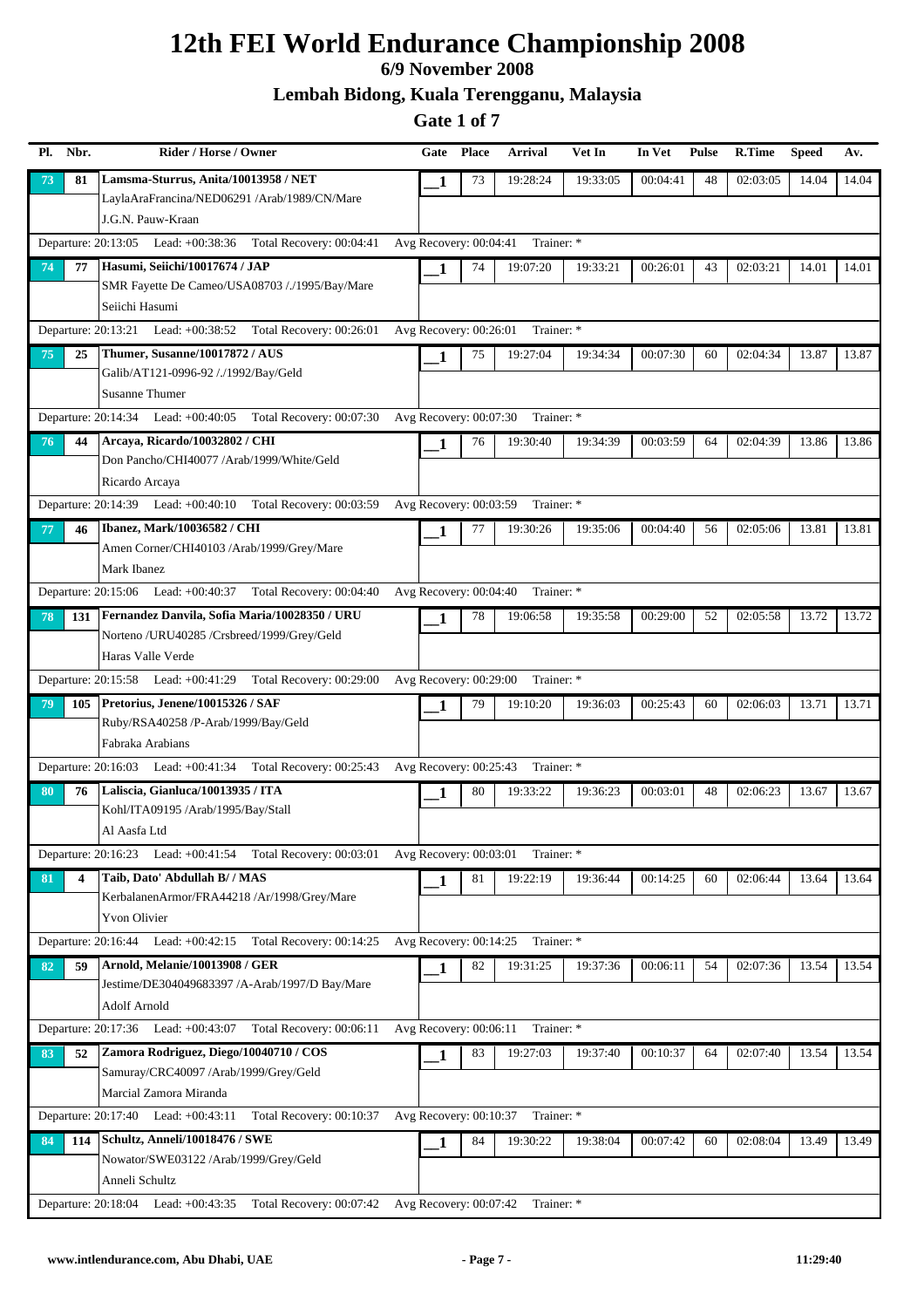# 12th FEI World Endurance Championship 2008

## 6/9 November 2008

## Lembah Bidong, Kuala Terengganu, Malaysia

## Gate 1 of 7

| Pl. | Nbr. | Rider / Horse / Owner | Gate | Place | Arrival | Vet In | In Vet | Pulse | R.Time | Speed | Av. |
|---|---|---|---|---|---|---|---|---|---|---|---|
| 73 | 81 | **Lamsma-Sturrus, Anita/10013958 / NET**<br>LaylaAraFrancina/NED06291 /Arab/1989/CN/Mare<br>J.G.N. Pauw-Kraan | 1 | 73 | 19:28:24 | 19:33:05 | 00:04:41 | 48 | 02:03:05 | 14.04 | 14.04 |
| | | Departure: 20:13:05 Lead: +00:38:36 Total Recovery: 00:04:41 | Avg Recovery: 00:04:41 Trainer: * | | | | | | | | |
| 74 | 77 | **Hasumi, Seiichi/10017674 / JAP**<br>SMR Fayette De Cameo/USA08703 /./1995/Bay/Mare<br>Seiichi Hasumi | 1 | 74 | 19:07:20 | 19:33:21 | 00:26:01 | 43 | 02:03:21 | 14.01 | 14.01 |
| | | Departure: 20:13:21 Lead: +00:38:52 Total Recovery: 00:26:01 | Avg Recovery: 00:26:01 Trainer: * | | | | | | | | |
| 75 | 25 | **Thumer, Susanne/10017872 / AUS**<br>Galib/AT121-0996-92 /./1992/Bay/Geld<br>Susanne Thumer | 1 | 75 | 19:27:04 | 19:34:34 | 00:07:30 | 60 | 02:04:34 | 13.87 | 13.87 |
| | | Departure: 20:14:34 Lead: +00:40:05 Total Recovery: 00:07:30 | Avg Recovery: 00:07:30 Trainer: * | | | | | | | | |
| 76 | 44 | **Arcaya, Ricardo/10032802 / CHI**<br>Don Pancho/CHI40077 /Arab/1999/White/Geld<br>Ricardo Arcaya | 1 | 76 | 19:30:40 | 19:34:39 | 00:03:59 | 64 | 02:04:39 | 13.86 | 13.86 |
| | | Departure: 20:14:39 Lead: +00:40:10 Total Recovery: 00:03:59 | Avg Recovery: 00:03:59 Trainer: * | | | | | | | | |
| 77 | 46 | **Ibanez, Mark/10036582 / CHI**<br>Amen Corner/CHI40103 /Arab/1999/Grey/Mare<br>Mark Ibanez | 1 | 77 | 19:30:26 | 19:35:06 | 00:04:40 | 56 | 02:05:06 | 13.81 | 13.81 |
| | | Departure: 20:15:06 Lead: +00:40:37 Total Recovery: 00:04:40 | Avg Recovery: 00:04:40 Trainer: * | | | | | | | | |
| 78 | 131 | **Fernandez Danvila, Sofia Maria/10028350 / URU**<br>Norteno /URU40285 /Crsbreed/1999/Grey/Geld<br>Haras Valle Verde | 1 | 78 | 19:06:58 | 19:35:58 | 00:29:00 | 52 | 02:05:58 | 13.72 | 13.72 |
| | | Departure: 20:15:58 Lead: +00:41:29 Total Recovery: 00:29:00 | Avg Recovery: 00:29:00 Trainer: * | | | | | | | | |
| 79 | 105 | **Pretorius, Jenene/10015326 / SAF**<br>Ruby/RSA40258 /P-Arab/1999/Bay/Geld<br>Fabraka Arabians | 1 | 79 | 19:10:20 | 19:36:03 | 00:25:43 | 60 | 02:06:03 | 13.71 | 13.71 |
| | | Departure: 20:16:03 Lead: +00:41:34 Total Recovery: 00:25:43 | Avg Recovery: 00:25:43 Trainer: * | | | | | | | | |
| 80 | 76 | **Laliscia, Gianluca/10013935 / ITA**<br>Kohl/ITA09195 /Arab/1995/Bay/Stall<br>Al Aasfa Ltd | 1 | 80 | 19:33:22 | 19:36:23 | 00:03:01 | 48 | 02:06:23 | 13.67 | 13.67 |
| | | Departure: 20:16:23 Lead: +00:41:54 Total Recovery: 00:03:01 | Avg Recovery: 00:03:01 Trainer: * | | | | | | | | |
| 81 | 4 | **Taib, Dato' Abdullah B/ / MAS**<br>KerbalanenArmor/FRA44218 /Ar/1998/Grey/Mare<br>Yvon Olivier | 1 | 81 | 19:22:19 | 19:36:44 | 00:14:25 | 60 | 02:06:44 | 13.64 | 13.64 |
| | | Departure: 20:16:44 Lead: +00:42:15 Total Recovery: 00:14:25 | Avg Recovery: 00:14:25 Trainer: * | | | | | | | | |
| 82 | 59 | **Arnold, Melanie/10013908 / GER**<br>Jestime/DE304049683397 /A-Arab/1997/D Bay/Mare<br>Adolf Arnold | 1 | 82 | 19:31:25 | 19:37:36 | 00:06:11 | 54 | 02:07:36 | 13.54 | 13.54 |
| | | Departure: 20:17:36 Lead: +00:43:07 Total Recovery: 00:06:11 | Avg Recovery: 00:06:11 Trainer: * | | | | | | | | |
| 83 | 52 | **Zamora Rodriguez, Diego/10040710 / COS**<br>Samuray/CRC40097 /Arab/1999/Grey/Geld<br>Marcial Zamora Miranda | 1 | 83 | 19:27:03 | 19:37:40 | 00:10:37 | 64 | 02:07:40 | 13.54 | 13.54 |
| | | Departure: 20:17:40 Lead: +00:43:11 Total Recovery: 00:10:37 | Avg Recovery: 00:10:37 Trainer: * | | | | | | | | |
| 84 | 114 | **Schultz, Anneli/10018476 / SWE**<br>Nowator/SWE03122 /Arab/1999/Grey/Geld<br>Anneli Schultz | 1 | 84 | 19:30:22 | 19:38:04 | 00:07:42 | 60 | 02:08:04 | 13.49 | 13.49 |
| | | Departure: 20:18:04 Lead: +00:43:35 Total Recovery: 00:07:42 | Avg Recovery: 00:07:42 Trainer: * | | | | | | | | |

www.intlendurance.com, Abu Dhabi, UAE — 11:29:40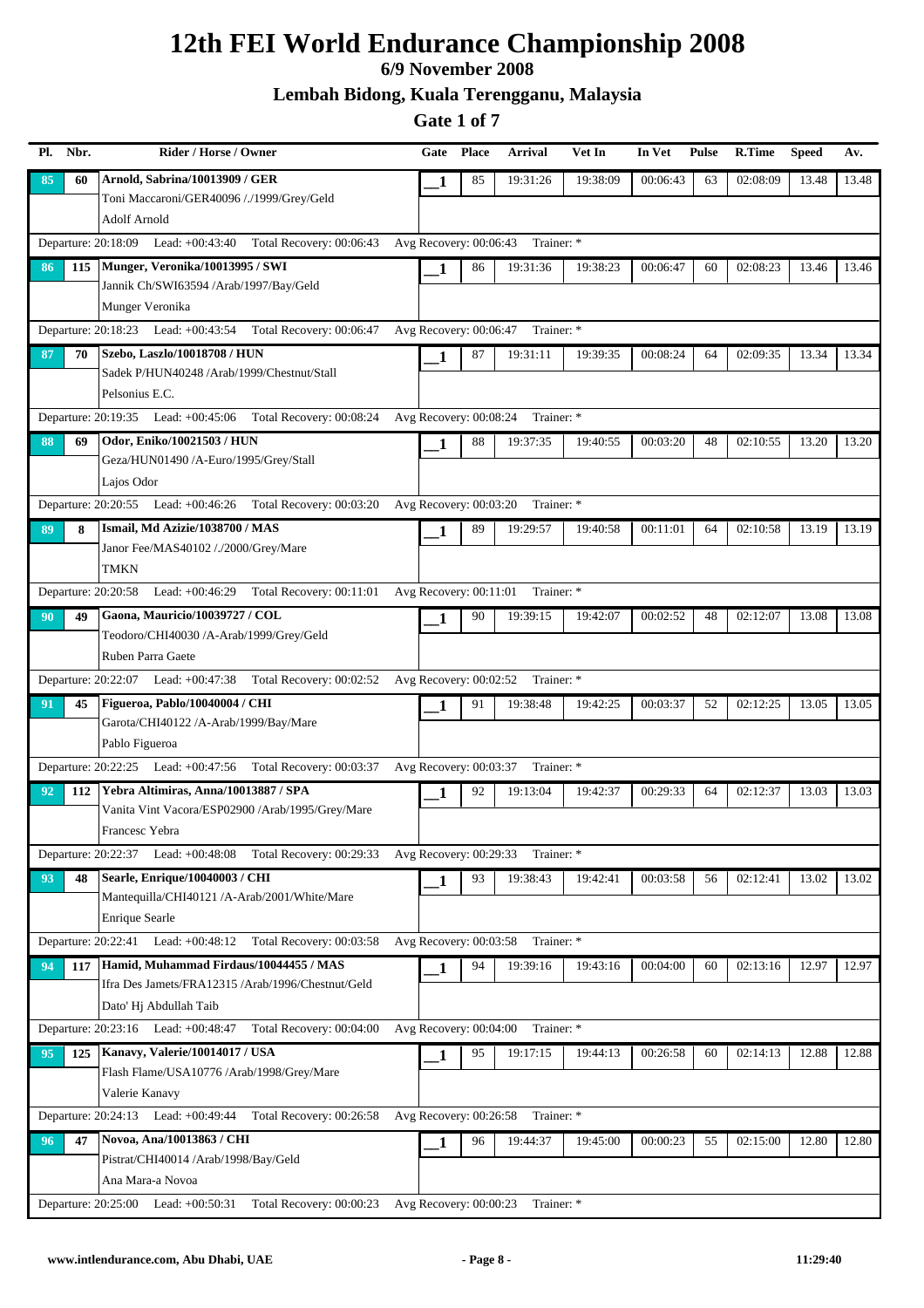# 12th FEI World Endurance Championship 2008

**6/9 November 2008**

**Lembah Bidong, Kuala Terengganu, Malaysia**

**Gate 1 of 7**

| Pl. | Nbr. | Rider / Horse / Owner | Gate | Place | Arrival | Vet In | In Vet | Pulse | R.Time | Speed | Av. |
|---|---|---|---|---|---|---|---|---|---|---|---|
| 85 | 60 | **Arnold, Sabrina/10013909 / GER**<br>Toni Maccaroni/GER40096 /./1999/Grey/Geld<br>Adolf Arnold | 1 | 85 | 19:31:26 | 19:38:09 | 00:06:43 | 63 | 02:08:09 | 13.48 | 13.48 |
| | | Departure: 20:18:09 Lead: +00:43:40 Total Recovery: 00:06:43 | Avg Recovery: 00:06:43 Trainer: * | | | | | | | | |
| 86 | 115 | **Munger, Veronika/10013995 / SWI**<br>Jannik Ch/SWI63594 /Arab/1997/Bay/Geld<br>Munger Veronika | 1 | 86 | 19:31:36 | 19:38:23 | 00:06:47 | 60 | 02:08:23 | 13.46 | 13.46 |
| | | Departure: 20:18:23 Lead: +00:43:54 Total Recovery: 00:06:47 | Avg Recovery: 00:06:47 Trainer: * | | | | | | | | |
| 87 | 70 | **Szebo, Laszlo/10018708 / HUN**<br>Sadek P/HUN40248 /Arab/1999/Chestnut/Stall<br>Pelsonius E.C. | 1 | 87 | 19:31:11 | 19:39:35 | 00:08:24 | 64 | 02:09:35 | 13.34 | 13.34 |
| | | Departure: 20:19:35 Lead: +00:45:06 Total Recovery: 00:08:24 | Avg Recovery: 00:08:24 Trainer: * | | | | | | | | |
| 88 | 69 | **Odor, Eniko/10021503 / HUN**<br>Geza/HUN01490 /A-Euro/1995/Grey/Stall<br>Lajos Odor | 1 | 88 | 19:37:35 | 19:40:55 | 00:03:20 | 48 | 02:10:55 | 13.20 | 13.20 |
| | | Departure: 20:20:55 Lead: +00:46:26 Total Recovery: 00:03:20 | Avg Recovery: 00:03:20 Trainer: * | | | | | | | | |
| 89 | 8 | **Ismail, Md Azizie/1038700 / MAS**<br>Janor Fee/MAS40102 /./2000/Grey/Mare<br>TMKN | 1 | 89 | 19:29:57 | 19:40:58 | 00:11:01 | 64 | 02:10:58 | 13.19 | 13.19 |
| | | Departure: 20:20:58 Lead: +00:46:29 Total Recovery: 00:11:01 | Avg Recovery: 00:11:01 Trainer: * | | | | | | | | |
| 90 | 49 | **Gaona, Mauricio/10039727 / COL**<br>Teodoro/CHI40030 /A-Arab/1999/Grey/Geld<br>Ruben Parra Gaete | 1 | 90 | 19:39:15 | 19:42:07 | 00:02:52 | 48 | 02:12:07 | 13.08 | 13.08 |
| | | Departure: 20:22:07 Lead: +00:47:38 Total Recovery: 00:02:52 | Avg Recovery: 00:02:52 Trainer: * | | | | | | | | |
| 91 | 45 | **Figueroa, Pablo/10040004 / CHI**<br>Garota/CHI40122 /A-Arab/1999/Bay/Mare<br>Pablo Figueroa | 1 | 91 | 19:38:48 | 19:42:25 | 00:03:37 | 52 | 02:12:25 | 13.05 | 13.05 |
| | | Departure: 20:22:25 Lead: +00:47:56 Total Recovery: 00:03:37 | Avg Recovery: 00:03:37 Trainer: * | | | | | | | | |
| 92 | 112 | **Yebra Altimiras, Anna/10013887 / SPA**<br>Vanita Vint Vacora/ESP02900 /Arab/1995/Grey/Mare<br>Francesc Yebra | 1 | 92 | 19:13:04 | 19:42:37 | 00:29:33 | 64 | 02:12:37 | 13.03 | 13.03 |
| | | Departure: 20:22:37 Lead: +00:48:08 Total Recovery: 00:29:33 | Avg Recovery: 00:29:33 Trainer: * | | | | | | | | |
| 93 | 48 | **Searle, Enrique/10040003 / CHI**<br>Mantequilla/CHI40121 /A-Arab/2001/White/Mare<br>Enrique Searle | 1 | 93 | 19:38:43 | 19:42:41 | 00:03:58 | 56 | 02:12:41 | 13.02 | 13.02 |
| | | Departure: 20:22:41 Lead: +00:48:12 Total Recovery: 00:03:58 | Avg Recovery: 00:03:58 Trainer: * | | | | | | | | |
| 94 | 117 | **Hamid, Muhammad Firdaus/10044455 / MAS**<br>Ifra Des Jamets/FRA12315 /Arab/1996/Chestnut/Geld<br>Dato' Hj Abdullah Taib | 1 | 94 | 19:39:16 | 19:43:16 | 00:04:00 | 60 | 02:13:16 | 12.97 | 12.97 |
| | | Departure: 20:23:16 Lead: +00:48:47 Total Recovery: 00:04:00 | Avg Recovery: 00:04:00 Trainer: * | | | | | | | | |
| 95 | 125 | **Kanavy, Valerie/10014017 / USA**<br>Flash Flame/USA10776 /Arab/1998/Grey/Mare<br>Valerie Kanavy | 1 | 95 | 19:17:15 | 19:44:13 | 00:26:58 | 60 | 02:14:13 | 12.88 | 12.88 |
| | | Departure: 20:24:13 Lead: +00:49:44 Total Recovery: 00:26:58 | Avg Recovery: 00:26:58 Trainer: * | | | | | | | | |
| 96 | 47 | **Novoa, Ana/10013863 / CHI**<br>Pistrat/CHI40014 /Arab/1998/Bay/Geld<br>Ana Mara-a Novoa | 1 | 96 | 19:44:37 | 19:45:00 | 00:00:23 | 55 | 02:15:00 | 12.80 | 12.80 |
| | | Departure: 20:25:00 Lead: +00:50:31 Total Recovery: 00:00:23 | Avg Recovery: 00:00:23 Trainer: * | | | | | | | | |

www.intlendurance.com, Abu Dhabi, UAE — 11:29:40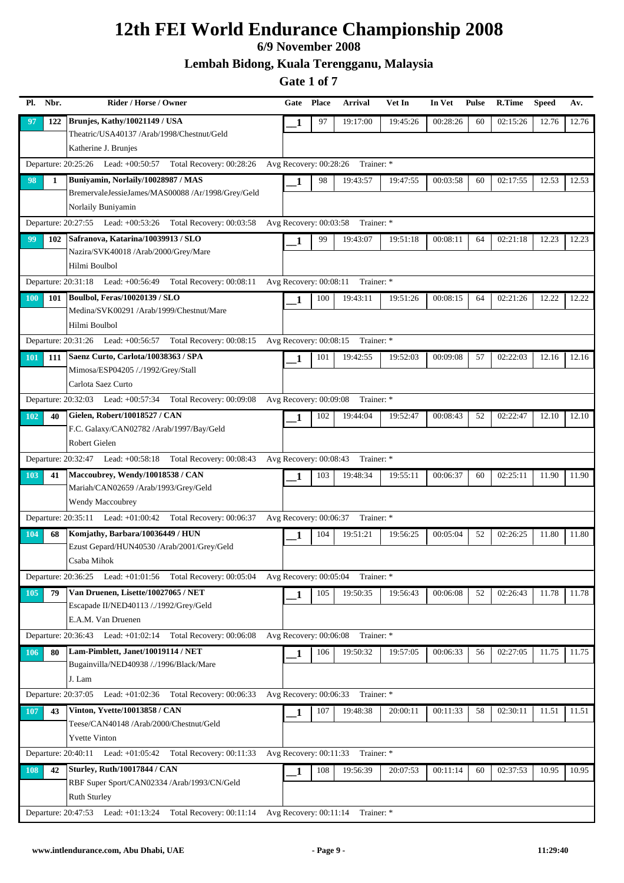# 12th FEI World Endurance Championship 2008

**6/9 November 2008**

**Lembah Bidong, Kuala Terengganu, Malaysia**

**Gate 1 of 7**

| Pl. | Nbr. | Rider / Horse / Owner | Gate | Place | Arrival | Vet In | In Vet | Pulse | R.Time | Speed | Av. |
|---|---|---|---|---|---|---|---|---|---|---|---|
| 97 | 122 | **Brunjes, Kathy/10021149 / USA**<br>Theatric/USA40137 /Arab/1998/Chestnut/Geld<br>Katherine J. Brunjes | 1 | 97 | 19:17:00 | 19:45:26 | 00:28:26 | 60 | 02:15:26 | 12.76 | 12.76 |
| | | Departure: 20:25:26 Lead: +00:50:57 Total Recovery: 00:28:26 | Avg Recovery: 00:28:26 Trainer: * | | | | | | | | |
| 98 | 1 | **Buniyamin, Norlaily/10028987 / MAS**<br>BremervaleJessieJames/MAS00088 /Ar/1998/Grey/Geld<br>Norlaily Buniyamin | 1 | 98 | 19:43:57 | 19:47:55 | 00:03:58 | 60 | 02:17:55 | 12.53 | 12.53 |
| | | Departure: 20:27:55 Lead: +00:53:26 Total Recovery: 00:03:58 | Avg Recovery: 00:03:58 Trainer: * | | | | | | | | |
| 99 | 102 | **Safranova, Katarina/10039913 / SLO**<br>Nazira/SVK40018 /Arab/2000/Grey/Mare<br>Hilmi Boulbol | 1 | 99 | 19:43:07 | 19:51:18 | 00:08:11 | 64 | 02:21:18 | 12.23 | 12.23 |
| | | Departure: 20:31:18 Lead: +00:56:49 Total Recovery: 00:08:11 | Avg Recovery: 00:08:11 Trainer: * | | | | | | | | |
| 100 | 101 | **Boulbol, Feras/10020139 / SLO**<br>Medina/SVK00291 /Arab/1999/Chestnut/Mare<br>Hilmi Boulbol | 1 | 100 | 19:43:11 | 19:51:26 | 00:08:15 | 64 | 02:21:26 | 12.22 | 12.22 |
| | | Departure: 20:31:26 Lead: +00:56:57 Total Recovery: 00:08:15 | Avg Recovery: 00:08:15 Trainer: * | | | | | | | | |
| 101 | 111 | **Saenz Curto, Carlota/10038363 / SPA**<br>Mimosa/ESP04205 /./1992/Grey/Stall<br>Carlota Saez Curto | 1 | 101 | 19:42:55 | 19:52:03 | 00:09:08 | 57 | 02:22:03 | 12.16 | 12.16 |
| | | Departure: 20:32:03 Lead: +00:57:34 Total Recovery: 00:09:08 | Avg Recovery: 00:09:08 Trainer: * | | | | | | | | |
| 102 | 40 | **Gielen, Robert/10018527 / CAN**<br>F.C. Galaxy/CAN02782 /Arab/1997/Bay/Geld<br>Robert Gielen | 1 | 102 | 19:44:04 | 19:52:47 | 00:08:43 | 52 | 02:22:47 | 12.10 | 12.10 |
| | | Departure: 20:32:47 Lead: +00:58:18 Total Recovery: 00:08:43 | Avg Recovery: 00:08:43 Trainer: * | | | | | | | | |
| 103 | 41 | **Maccoubrey, Wendy/10018538 / CAN**<br>Mariah/CAN02659 /Arab/1993/Grey/Geld<br>Wendy Maccoubrey | 1 | 103 | 19:48:34 | 19:55:11 | 00:06:37 | 60 | 02:25:11 | 11.90 | 11.90 |
| | | Departure: 20:35:11 Lead: +01:00:42 Total Recovery: 00:06:37 | Avg Recovery: 00:06:37 Trainer: * | | | | | | | | |
| 104 | 68 | **Komjathy, Barbara/10036449 / HUN**<br>Ezust Gepard/HUN40530 /Arab/2001/Grey/Geld<br>Csaba Mihok | 1 | 104 | 19:51:21 | 19:56:25 | 00:05:04 | 52 | 02:26:25 | 11.80 | 11.80 |
| | | Departure: 20:36:25 Lead: +01:01:56 Total Recovery: 00:05:04 | Avg Recovery: 00:05:04 Trainer: * | | | | | | | | |
| 105 | 79 | **Van Druenen, Lisette/10027065 / NET**<br>Escapade II/NED40113 /./1992/Grey/Geld<br>E.A.M. Van Druenen | 1 | 105 | 19:50:35 | 19:56:43 | 00:06:08 | 52 | 02:26:43 | 11.78 | 11.78 |
| | | Departure: 20:36:43 Lead: +01:02:14 Total Recovery: 00:06:08 | Avg Recovery: 00:06:08 Trainer: * | | | | | | | | |
| 106 | 80 | **Lam-Pimblett, Janet/10019114 / NET**<br>Bugainvilla/NED40938 /./1996/Black/Mare<br>J. Lam | 1 | 106 | 19:50:32 | 19:57:05 | 00:06:33 | 56 | 02:27:05 | 11.75 | 11.75 |
| | | Departure: 20:37:05 Lead: +01:02:36 Total Recovery: 00:06:33 | Avg Recovery: 00:06:33 Trainer: * | | | | | | | | |
| 107 | 43 | **Vinton, Yvette/10013858 / CAN**<br>Teese/CAN40148 /Arab/2000/Chestnut/Geld<br>Yvette Vinton | 1 | 107 | 19:48:38 | 20:00:11 | 00:11:33 | 58 | 02:30:11 | 11.51 | 11.51 |
| | | Departure: 20:40:11 Lead: +01:05:42 Total Recovery: 00:11:33 | Avg Recovery: 00:11:33 Trainer: * | | | | | | | | |
| 108 | 42 | **Sturley, Ruth/10017844 / CAN**<br>RBF Super Sport/CAN02334 /Arab/1993/CN/Geld<br>Ruth Sturley | 1 | 108 | 19:56:39 | 20:07:53 | 00:11:14 | 60 | 02:37:53 | 10.95 | 10.95 |
| | | Departure: 20:47:53 Lead: +01:13:24 Total Recovery: 00:11:14 | Avg Recovery: 00:11:14 Trainer: * | | | | | | | | |

www.intlendurance.com, Abu Dhabi, UAE 11:29:40